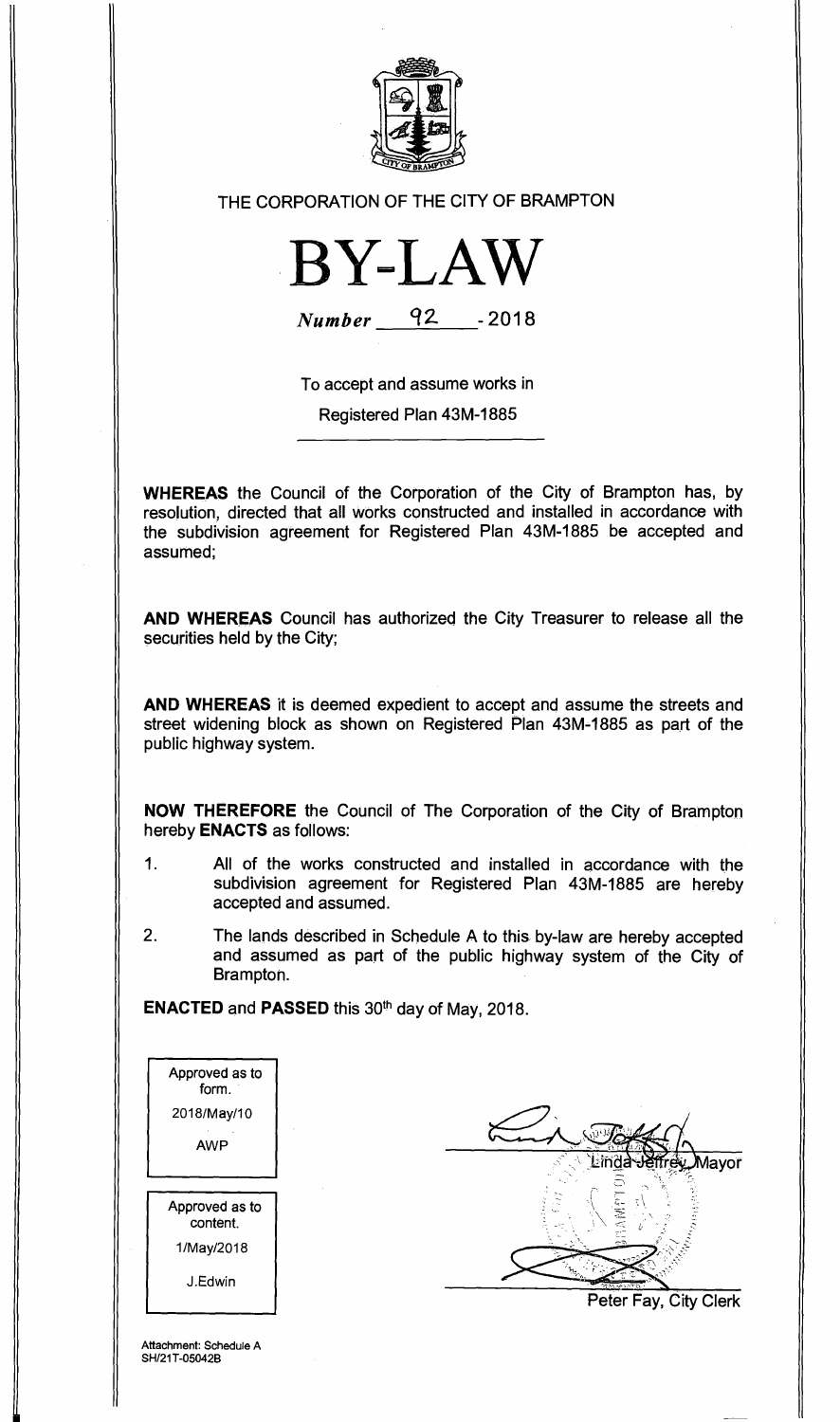THE CORPORATION OF THE CITY OF BRAMPTON

# BY-LAW

*Number* 92 - 2018

To accept and assume works in

Registered Plan 43M-1885

**WHEREAS** the Council of the Corporation of the City of Brampton has, by resolution, directed that all works constructed and installed in accordance with the subdivision agreement for Registered Plan 43M-1885 be accepted and assumed;

**AND WHEREAS** Council has authorized the City Treasurer to release all the securities held by the City;

**AND WHEREAS** it is deemed expedient to accept and assume the streets and street widening block as shown on Registered Plan 43M-1885 as part of the public highway system.

**NOW THEREFORE** the Council of The Corporation of the City of Brampton hereby **ENACTS** as follows:

1. All of the works constructed and installed in accordance with the subdivision agreement for Registered Plan 43M-1885 are hereby accepted and assumed.

2. The lands described in Schedule A to this by-law are hereby accepted and assumed as part of the public highway system of the City of Brampton.

**ENACTED** and **PASSED** this 30th day of May, 2018.

| Approved as to form. |
|---|
| 2018/May/10 |
| AWP |

| Approved as to content. |
|---|
| 1/May/2018 |
| J.Edwin |

Linda Jeffrey, Mayor

Peter Fay, City Clerk

Attachment: Schedule A
SH/21T-05042B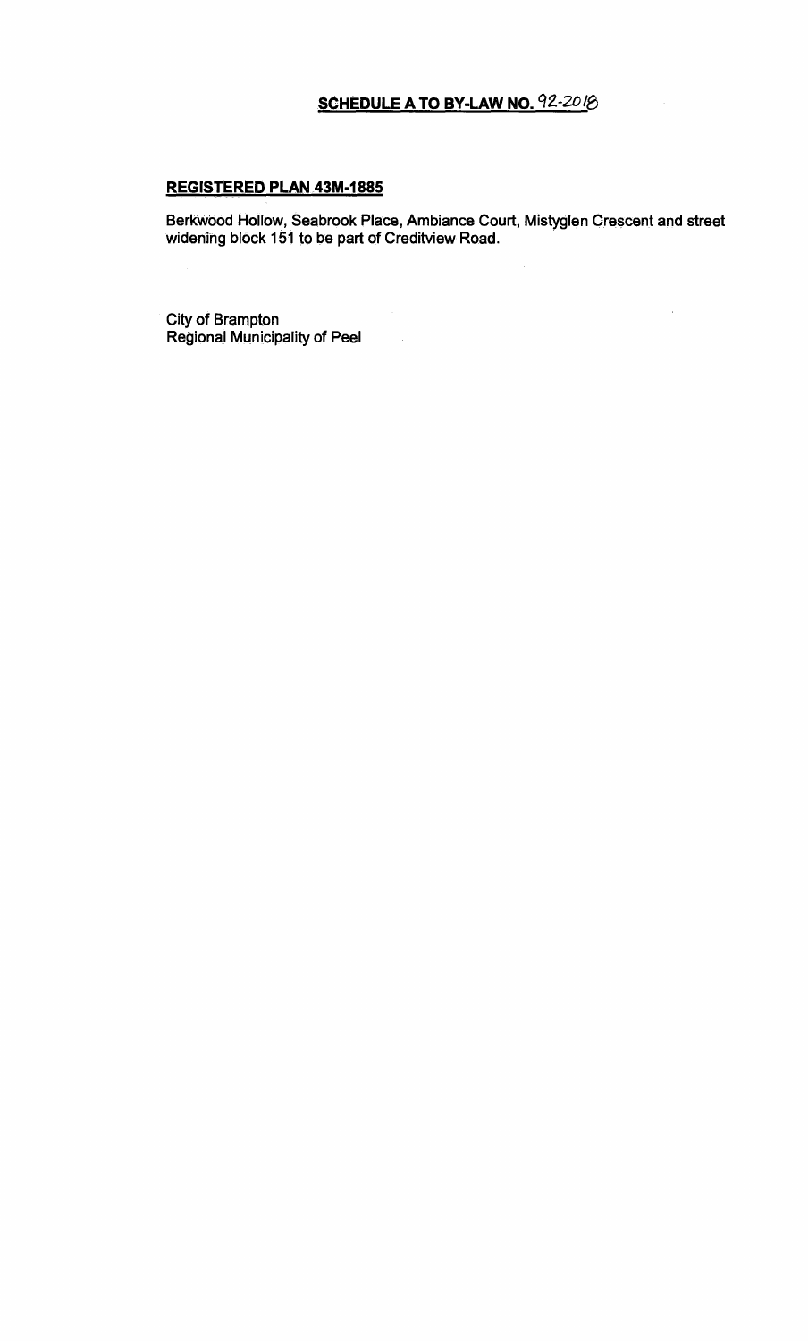# SCHEDULE A TO BY-LAW NO. 92-2018

## REGISTERED PLAN 43M-1885

Berkwood Hollow, Seabrook Place, Ambiance Court, Mistyglen Crescent and street widening block 151 to be part of Creditview Road.

City of Brampton
Regional Municipality of Peel